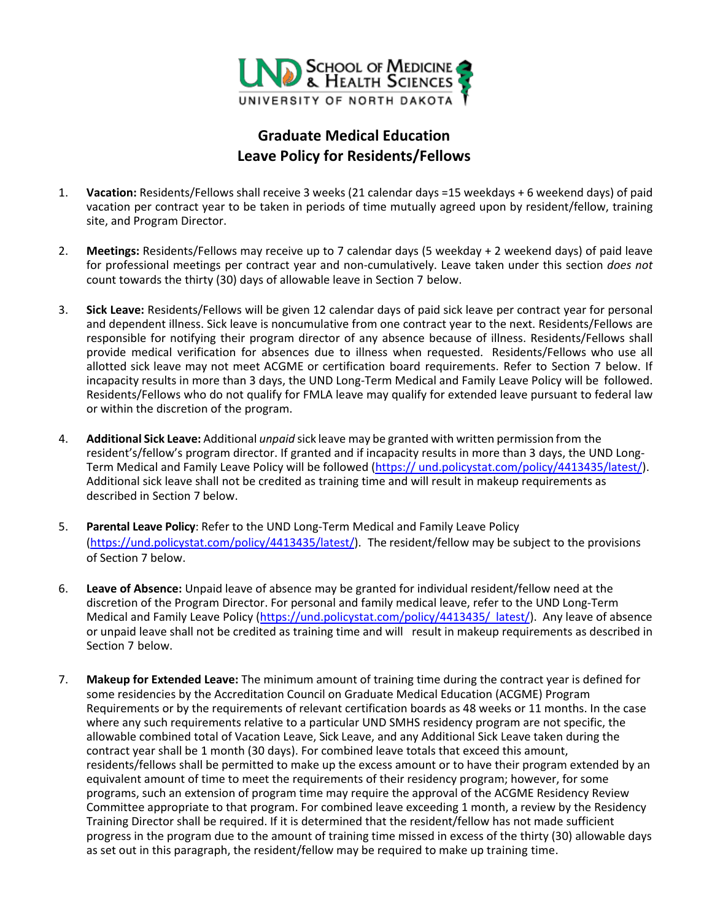# Graduate Medical Education
## Leave Policy for Residents/Fellows

1. **Vacation:** Residents/Fellows shall receive 3 weeks (21 calendar days =15 weekdays + 6 weekend days) of paid vacation per contract year to be taken in periods of time mutually agreed upon by resident/fellow, training site, and Program Director.

2. **Meetings:** Residents/Fellows may receive up to 7 calendar days (5 weekday + 2 weekend days) of paid leave for professional meetings per contract year and non-cumulatively. Leave taken under this section *does not* count towards the thirty (30) days of allowable leave in Section 7 below.

3. **Sick Leave:** Residents/Fellows will be given 12 calendar days of paid sick leave per contract year for personal and dependent illness. Sick leave is noncumulative from one contract year to the next. Residents/Fellows are responsible for notifying their program director of any absence because of illness. Residents/Fellows shall provide medical verification for absences due to illness when requested. Residents/Fellows who use all allotted sick leave may not meet ACGME or certification board requirements. Refer to Section 7 below. If incapacity results in more than 3 days, the UND Long-Term Medical and Family Leave Policy will be followed. Residents/Fellows who do not qualify for FMLA leave may qualify for extended leave pursuant to federal law or within the discretion of the program.

4. **Additional Sick Leave:** Additional *unpaid* sick leave may be granted with written permission from the resident's/fellow's program director. If granted and if incapacity results in more than 3 days, the UND Long-Term Medical and Family Leave Policy will be followed (https:// und.policystat.com/policy/4413435/latest/). Additional sick leave shall not be credited as training time and will result in makeup requirements as described in Section 7 below.

5. **Parental Leave Policy**: Refer to the UND Long-Term Medical and Family Leave Policy (https://und.policystat.com/policy/4413435/latest/). The resident/fellow may be subject to the provisions of Section 7 below.

6. **Leave of Absence:** Unpaid leave of absence may be granted for individual resident/fellow need at the discretion of the Program Director. For personal and family medical leave, refer to the UND Long-Term Medical and Family Leave Policy (https://und.policystat.com/policy/4413435/ latest/). Any leave of absence or unpaid leave shall not be credited as training time and will result in makeup requirements as described in Section 7 below.

7. **Makeup for Extended Leave:** The minimum amount of training time during the contract year is defined for some residencies by the Accreditation Council on Graduate Medical Education (ACGME) Program Requirements or by the requirements of relevant certification boards as 48 weeks or 11 months. In the case where any such requirements relative to a particular UND SMHS residency program are not specific, the allowable combined total of Vacation Leave, Sick Leave, and any Additional Sick Leave taken during the contract year shall be 1 month (30 days). For combined leave totals that exceed this amount, residents/fellows shall be permitted to make up the excess amount or to have their program extended by an equivalent amount of time to meet the requirements of their residency program; however, for some programs, such an extension of program time may require the approval of the ACGME Residency Review Committee appropriate to that program. For combined leave exceeding 1 month, a review by the Residency Training Director shall be required. If it is determined that the resident/fellow has not made sufficient progress in the program due to the amount of training time missed in excess of the thirty (30) allowable days as set out in this paragraph, the resident/fellow may be required to make up training time.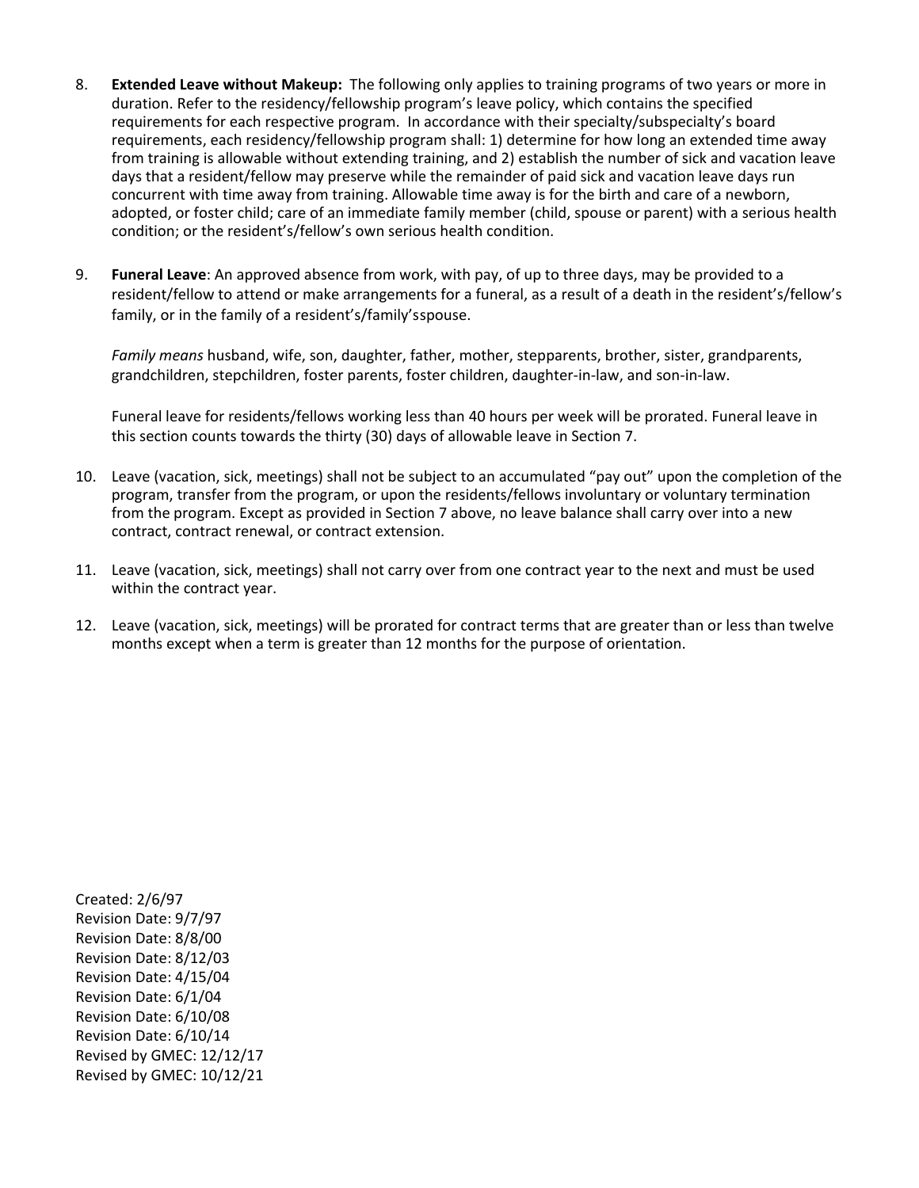8. **Extended Leave without Makeup:** The following only applies to training programs of two years or more in duration. Refer to the residency/fellowship program's leave policy, which contains the specified requirements for each respective program. In accordance with their specialty/subspecialty's board requirements, each residency/fellowship program shall: 1) determine for how long an extended time away from training is allowable without extending training, and 2) establish the number of sick and vacation leave days that a resident/fellow may preserve while the remainder of paid sick and vacation leave days run concurrent with time away from training. Allowable time away is for the birth and care of a newborn, adopted, or foster child; care of an immediate family member (child, spouse or parent) with a serious health condition; or the resident's/fellow's own serious health condition.

9. **Funeral Leave**: An approved absence from work, with pay, of up to three days, may be provided to a resident/fellow to attend or make arrangements for a funeral, as a result of a death in the resident's/fellow's family, or in the family of a resident's/family'sspouse.

   *Family means* husband, wife, son, daughter, father, mother, stepparents, brother, sister, grandparents, grandchildren, stepchildren, foster parents, foster children, daughter-in-law, and son-in-law.

   Funeral leave for residents/fellows working less than 40 hours per week will be prorated. Funeral leave in this section counts towards the thirty (30) days of allowable leave in Section 7.

10. Leave (vacation, sick, meetings) shall not be subject to an accumulated "pay out" upon the completion of the program, transfer from the program, or upon the residents/fellows involuntary or voluntary termination from the program. Except as provided in Section 7 above, no leave balance shall carry over into a new contract, contract renewal, or contract extension.

11. Leave (vacation, sick, meetings) shall not carry over from one contract year to the next and must be used within the contract year.

12. Leave (vacation, sick, meetings) will be prorated for contract terms that are greater than or less than twelve months except when a term is greater than 12 months for the purpose of orientation.

Created: 2/6/97
Revision Date: 9/7/97
Revision Date: 8/8/00
Revision Date: 8/12/03
Revision Date: 4/15/04
Revision Date: 6/1/04
Revision Date: 6/10/08
Revision Date: 6/10/14
Revised by GMEC: 12/12/17
Revised by GMEC: 10/12/21